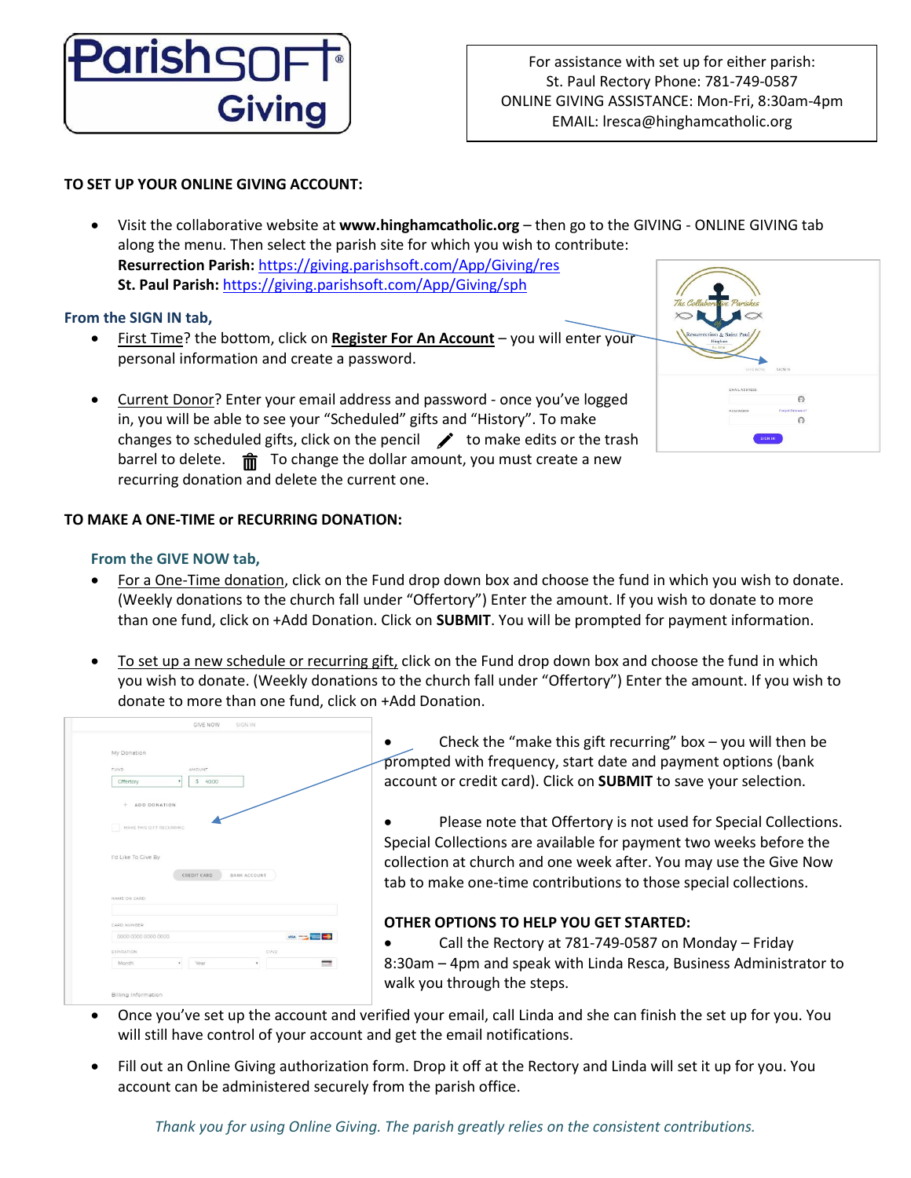**ParishSOFT® Giving**

For assistance with set up for either parish:
St. Paul Rectory Phone: 781-749-0587
ONLINE GIVING ASSISTANCE: Mon-Fri, 8:30am-4pm
EMAIL: lresca@hinghamcatholic.org

**TO SET UP YOUR ONLINE GIVING ACCOUNT:**

- Visit the collaborative website at **www.hinghamcatholic.org** – then go to the GIVING - ONLINE GIVING tab along the menu. Then select the parish site for which you wish to contribute:
  **Resurrection Parish:** https://giving.parishsoft.com/App/Giving/res
  **St. Paul Parish:** https://giving.parishsoft.com/App/Giving/sph

**From the SIGN IN tab,**

- First Time? the bottom, click on **Register For An Account** – you will enter your personal information and create a password.

- Current Donor? Enter your email address and password - once you've logged in, you will be able to see your "Scheduled" gifts and "History". To make changes to scheduled gifts, click on the pencil to make edits or the trash barrel to delete. To change the dollar amount, you must create a new recurring donation and delete the current one.

**TO MAKE A ONE-TIME or RECURRING DONATION:**

**From the GIVE NOW tab,**

- For a One-Time donation, click on the Fund drop down box and choose the fund in which you wish to donate. (Weekly donations to the church fall under "Offertory") Enter the amount. If you wish to donate to more than one fund, click on +Add Donation. Click on **SUBMIT**. You will be prompted for payment information.

- To set up a new schedule or recurring gift, click on the Fund drop down box and choose the fund in which you wish to donate. (Weekly donations to the church fall under "Offertory") Enter the amount. If you wish to donate to more than one fund, click on +Add Donation.

- Check the "make this gift recurring" box – you will then be prompted with frequency, start date and payment options (bank account or credit card). Click on **SUBMIT** to save your selection.

- Please note that Offertory is not used for Special Collections. Special Collections are available for payment two weeks before the collection at church and one week after. You may use the Give Now tab to make one-time contributions to those special collections.

**OTHER OPTIONS TO HELP YOU GET STARTED:**

- Call the Rectory at 781-749-0587 on Monday – Friday 8:30am – 4pm and speak with Linda Resca, Business Administrator to walk you through the steps.

- Once you've set up the account and verified your email, call Linda and she can finish the set up for you. You will still have control of your account and get the email notifications.

- Fill out an Online Giving authorization form. Drop it off at the Rectory and Linda will set it up for you. You account can be administered securely from the parish office.

*Thank you for using Online Giving. The parish greatly relies on the consistent contributions.*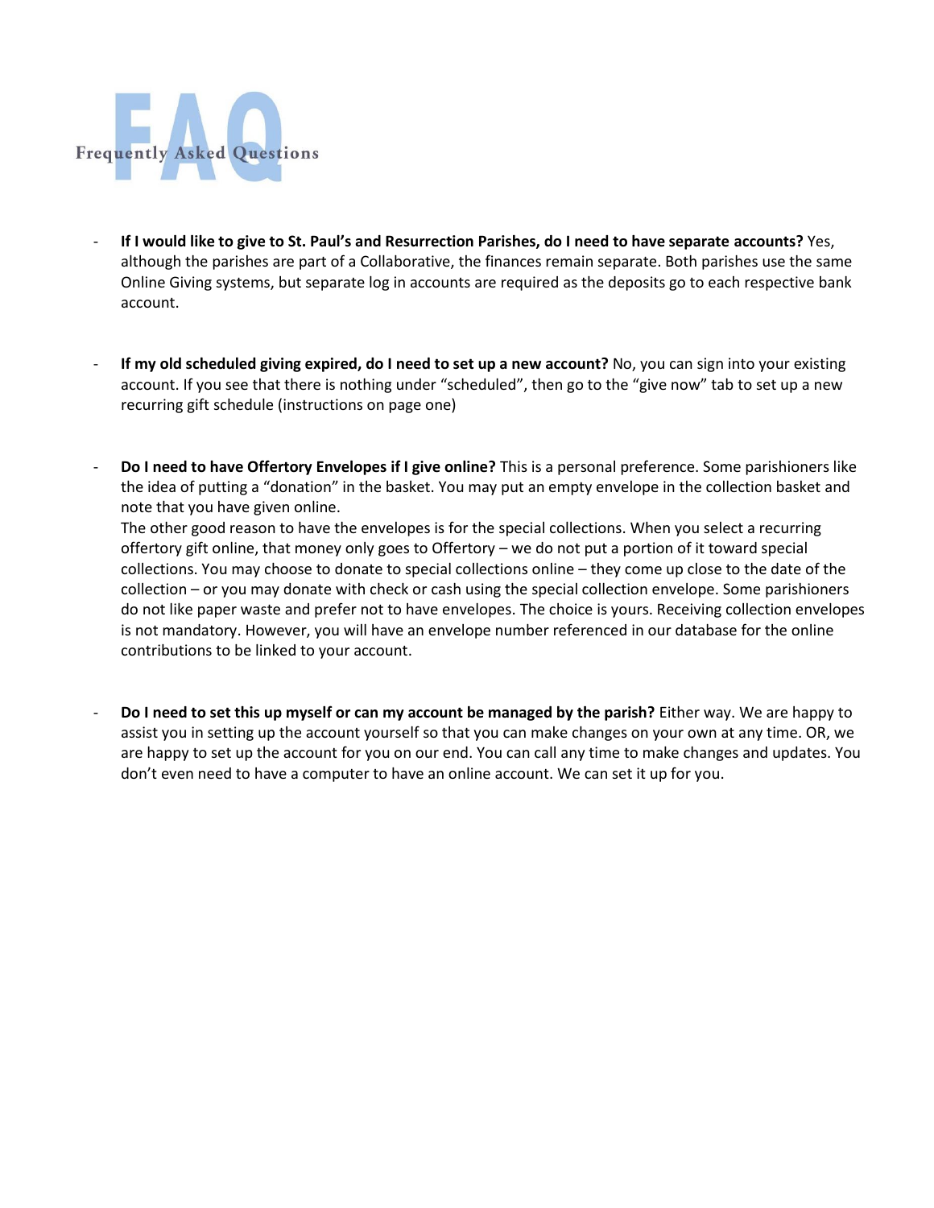# Frequently Asked Questions

- **If I would like to give to St. Paul's and Resurrection Parishes, do I need to have separate accounts?** Yes, although the parishes are part of a Collaborative, the finances remain separate. Both parishes use the same Online Giving systems, but separate log in accounts are required as the deposits go to each respective bank account.

- **If my old scheduled giving expired, do I need to set up a new account?** No, you can sign into your existing account. If you see that there is nothing under "scheduled", then go to the "give now" tab to set up a new recurring gift schedule (instructions on page one)

- **Do I need to have Offertory Envelopes if I give online?** This is a personal preference. Some parishioners like the idea of putting a "donation" in the basket. You may put an empty envelope in the collection basket and note that you have given online.
  The other good reason to have the envelopes is for the special collections. When you select a recurring offertory gift online, that money only goes to Offertory – we do not put a portion of it toward special collections. You may choose to donate to special collections online – they come up close to the date of the collection – or you may donate with check or cash using the special collection envelope. Some parishioners do not like paper waste and prefer not to have envelopes. The choice is yours. Receiving collection envelopes is not mandatory. However, you will have an envelope number referenced in our database for the online contributions to be linked to your account.

- **Do I need to set this up myself or can my account be managed by the parish?** Either way. We are happy to assist you in setting up the account yourself so that you can make changes on your own at any time. OR, we are happy to set up the account for you on our end. You can call any time to make changes and updates. You don't even need to have a computer to have an online account. We can set it up for you.